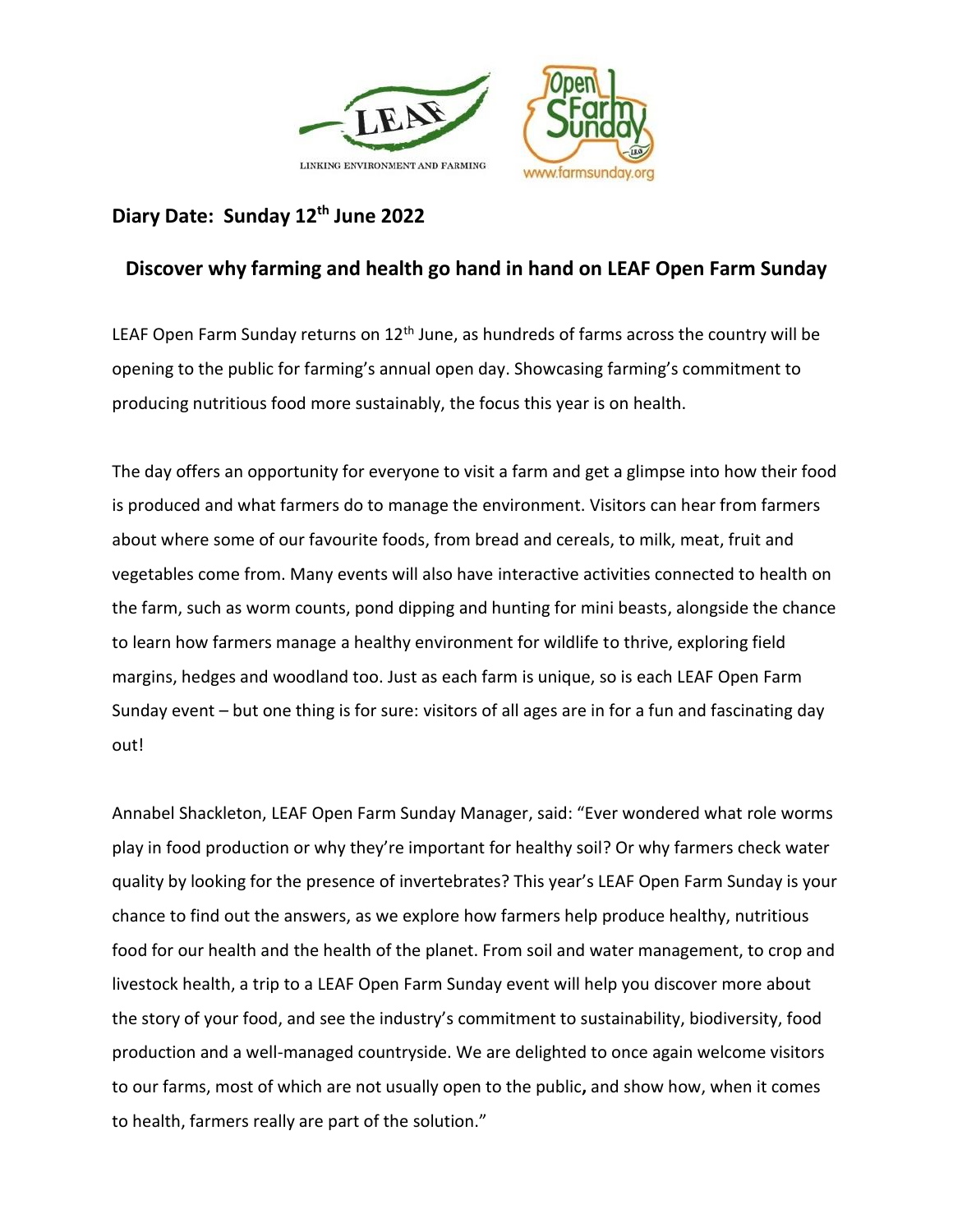LINKING ENVIRONMENT AND FARMING

www.farmsunday.org

**Diary Date: Sunday 12th June 2022**

## Discover why farming and health go hand in hand on LEAF Open Farm Sunday

LEAF Open Farm Sunday returns on 12th June, as hundreds of farms across the country will be opening to the public for farming's annual open day. Showcasing farming's commitment to producing nutritious food more sustainably, the focus this year is on health.

The day offers an opportunity for everyone to visit a farm and get a glimpse into how their food is produced and what farmers do to manage the environment. Visitors can hear from farmers about where some of our favourite foods, from bread and cereals, to milk, meat, fruit and vegetables come from. Many events will also have interactive activities connected to health on the farm, such as worm counts, pond dipping and hunting for mini beasts, alongside the chance to learn how farmers manage a healthy environment for wildlife to thrive, exploring field margins, hedges and woodland too. Just as each farm is unique, so is each LEAF Open Farm Sunday event – but one thing is for sure: visitors of all ages are in for a fun and fascinating day out!

Annabel Shackleton, LEAF Open Farm Sunday Manager, said: "Ever wondered what role worms play in food production or why they're important for healthy soil? Or why farmers check water quality by looking for the presence of invertebrates? This year's LEAF Open Farm Sunday is your chance to find out the answers, as we explore how farmers help produce healthy, nutritious food for our health and the health of the planet. From soil and water management, to crop and livestock health, a trip to a LEAF Open Farm Sunday event will help you discover more about the story of your food, and see the industry's commitment to sustainability, biodiversity, food production and a well-managed countryside. We are delighted to once again welcome visitors to our farms, most of which are not usually open to the public**,** and show how, when it comes to health, farmers really are part of the solution."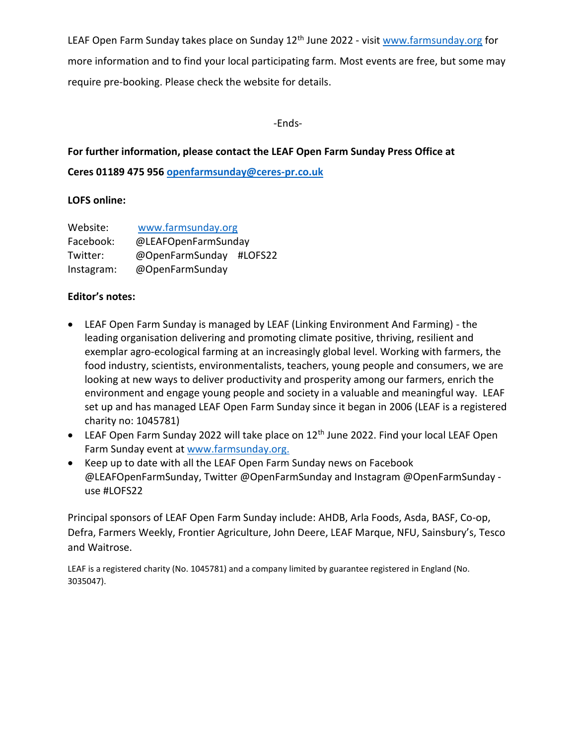LEAF Open Farm Sunday takes place on Sunday 12th June 2022 - visit www.farmsunday.org for more information and to find your local participating farm. Most events are free, but some may require pre-booking. Please check the website for details.

-Ends-

**For further information, please contact the LEAF Open Farm Sunday Press Office at Ceres 01189 475 956 openfarmsunday@ceres-pr.co.uk**

**LOFS online:**

| | |
|---|---|
| Website: | www.farmsunday.org |
| Facebook: | @LEAFOpenFarmSunday |
| Twitter: | @OpenFarmSunday #LOFS22 |
| Instagram: | @OpenFarmSunday |

**Editor's notes:**

- LEAF Open Farm Sunday is managed by LEAF (Linking Environment And Farming) - the leading organisation delivering and promoting climate positive, thriving, resilient and exemplar agro-ecological farming at an increasingly global level. Working with farmers, the food industry, scientists, environmentalists, teachers, young people and consumers, we are looking at new ways to deliver productivity and prosperity among our farmers, enrich the environment and engage young people and society in a valuable and meaningful way. LEAF set up and has managed LEAF Open Farm Sunday since it began in 2006 (LEAF is a registered charity no: 1045781)
- LEAF Open Farm Sunday 2022 will take place on 12th June 2022. Find your local LEAF Open Farm Sunday event at www.farmsunday.org.
- Keep up to date with all the LEAF Open Farm Sunday news on Facebook @LEAFOpenFarmSunday, Twitter @OpenFarmSunday and Instagram @OpenFarmSunday - use #LOFS22

Principal sponsors of LEAF Open Farm Sunday include: AHDB, Arla Foods, Asda, BASF, Co-op, Defra, Farmers Weekly, Frontier Agriculture, John Deere, LEAF Marque, NFU, Sainsbury's, Tesco and Waitrose.

LEAF is a registered charity (No. 1045781) and a company limited by guarantee registered in England (No. 3035047).